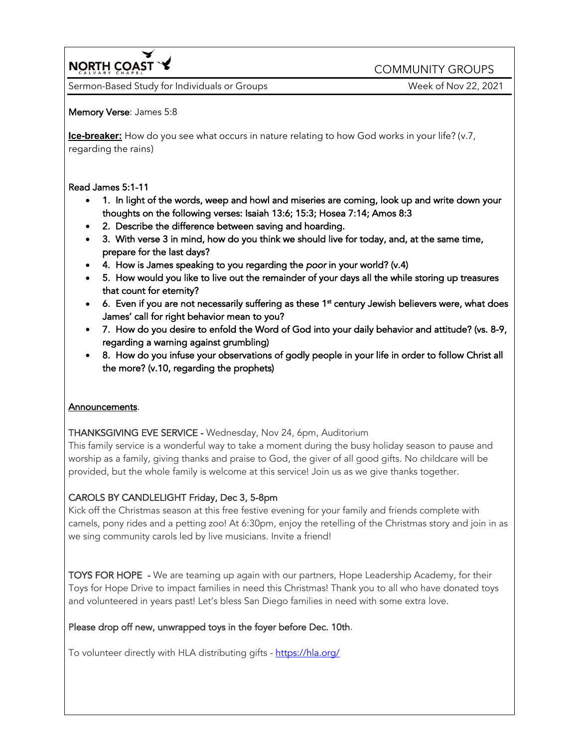**NORTH COAST** CALVARY CHAPEL

COMMUNITY GROUPS

Sermon-Based Study for Individuals or Groups | Week of Nov 22, 2021

**Memory Verse**: James 5:8

**Ice-breaker:** How do you see what occurs in nature relating to how God works in your life? (v.7, regarding the rains)

**Read James 5:1-11**

- 1. In light of the words, weep and howl and miseries are coming, look up and write down your thoughts on the following verses: Isaiah 13:6; 15:3; Hosea 7:14; Amos 8:3
- 2. Describe the difference between saving and hoarding.
- 3. With verse 3 in mind, how do you think we should live for today, and, at the same time, prepare for the last days?
- 4. How is James speaking to you regarding the *poor* in your world? (v.4)
- 5. How would you like to live out the remainder of your days all the while storing up treasures that count for eternity?
- 6. Even if you are not necessarily suffering as these 1st century Jewish believers were, what does James' call for right behavior mean to you?
- 7. How do you desire to enfold the Word of God into your daily behavior and attitude? (vs. 8-9, regarding a warning against grumbling)
- 8. How do you infuse your observations of godly people in your life in order to follow Christ all the more? (v.10, regarding the prophets)

**Announcements**.

**THANKSGIVING EVE SERVICE -** Wednesday, Nov 24, 6pm, Auditorium
This family service is a wonderful way to take a moment during the busy holiday season to pause and worship as a family, giving thanks and praise to God, the giver of all good gifts. No childcare will be provided, but the whole family is welcome at this service! Join us as we give thanks together.

**CAROLS BY CANDLELIGHT Friday, Dec 3, 5-8pm**
Kick off the Christmas season at this free festive evening for your family and friends complete with camels, pony rides and a petting zoo! At 6:30pm, enjoy the retelling of the Christmas story and join in as we sing community carols led by live musicians. Invite a friend!

**TOYS FOR HOPE -** We are teaming up again with our partners, Hope Leadership Academy, for their Toys for Hope Drive to impact families in need this Christmas! Thank you to all who have donated toys and volunteered in years past! Let's bless San Diego families in need with some extra love.

**Please drop off new, unwrapped toys in the foyer before Dec. 10th**.

To volunteer directly with HLA distributing gifts - https://hla.org/